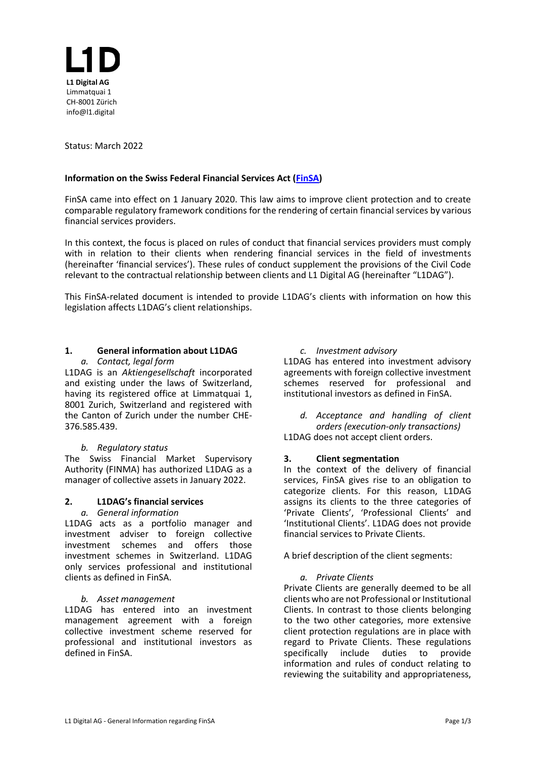**L1D**

**L1 Digital AG**
Limmatquai 1
CH-8001 Zürich
info@l1.digital

Status: March 2022

**Information on the Swiss Federal Financial Services Act (FinSA)**

FinSA came into effect on 1 January 2020. This law aims to improve client protection and to create comparable regulatory framework conditions for the rendering of certain financial services by various financial services providers.

In this context, the focus is placed on rules of conduct that financial services providers must comply with in relation to their clients when rendering financial services in the field of investments (hereinafter 'financial services'). These rules of conduct supplement the provisions of the Civil Code relevant to the contractual relationship between clients and L1 Digital AG (hereinafter "L1DAG").

This FinSA-related document is intended to provide L1DAG's clients with information on how this legislation affects L1DAG's client relationships.

## 1. General information about L1DAG

*a. Contact, legal form*

L1DAG is an *Aktiengesellschaft* incorporated and existing under the laws of Switzerland, having its registered office at Limmatquai 1, 8001 Zurich, Switzerland and registered with the Canton of Zurich under the number CHE-376.585.439.

*b. Regulatory status*

The Swiss Financial Market Supervisory Authority (FINMA) has authorized L1DAG as a manager of collective assets in January 2022.

## 2. L1DAG's financial services

*a. General information*

L1DAG acts as a portfolio manager and investment adviser to foreign collective investment schemes and offers those investment schemes in Switzerland. L1DAG only services professional and institutional clients as defined in FinSA.

*b. Asset management*

L1DAG has entered into an investment management agreement with a foreign collective investment scheme reserved for professional and institutional investors as defined in FinSA.

*c. Investment advisory*

L1DAG has entered into investment advisory agreements with foreign collective investment schemes reserved for professional and institutional investors as defined in FinSA.

*d. Acceptance and handling of client orders (execution-only transactions)*

L1DAG does not accept client orders.

## 3. Client segmentation

In the context of the delivery of financial services, FinSA gives rise to an obligation to categorize clients. For this reason, L1DAG assigns its clients to the three categories of 'Private Clients', 'Professional Clients' and 'Institutional Clients'. L1DAG does not provide financial services to Private Clients.

A brief description of the client segments:

*a. Private Clients*

Private Clients are generally deemed to be all clients who are not Professional or Institutional Clients. In contrast to those clients belonging to the two other categories, more extensive client protection regulations are in place with regard to Private Clients. These regulations specifically include duties to provide information and rules of conduct relating to reviewing the suitability and appropriateness,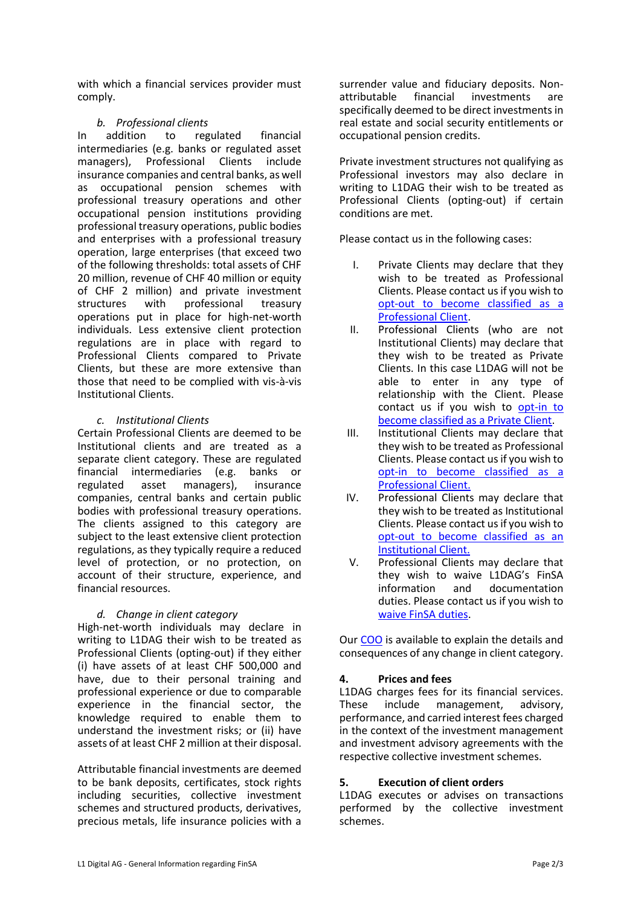with which a financial services provider must comply.

*b. Professional clients*

In addition to regulated financial intermediaries (e.g. banks or regulated asset managers), Professional Clients include insurance companies and central banks, as well as occupational pension schemes with professional treasury operations and other occupational pension institutions providing professional treasury operations, public bodies and enterprises with a professional treasury operation, large enterprises (that exceed two of the following thresholds: total assets of CHF 20 million, revenue of CHF 40 million or equity of CHF 2 million) and private investment structures with professional treasury operations put in place for high-net-worth individuals. Less extensive client protection regulations are in place with regard to Professional Clients compared to Private Clients, but these are more extensive than those that need to be complied with vis-à-vis Institutional Clients.

*c. Institutional Clients*

Certain Professional Clients are deemed to be Institutional clients and are treated as a separate client category. These are regulated financial intermediaries (e.g. banks or regulated asset managers), insurance companies, central banks and certain public bodies with professional treasury operations. The clients assigned to this category are subject to the least extensive client protection regulations, as they typically require a reduced level of protection, or no protection, on account of their structure, experience, and financial resources.

*d. Change in client category*

High-net-worth individuals may declare in writing to L1DAG their wish to be treated as Professional Clients (opting-out) if they either (i) have assets of at least CHF 500,000 and have, due to their personal training and professional experience or due to comparable experience in the financial sector, the knowledge required to enable them to understand the investment risks; or (ii) have assets of at least CHF 2 million at their disposal.

Attributable financial investments are deemed to be bank deposits, certificates, stock rights including securities, collective investment schemes and structured products, derivatives, precious metals, life insurance policies with a surrender value and fiduciary deposits. Non-attributable financial investments are specifically deemed to be direct investments in real estate and social security entitlements or occupational pension credits.

Private investment structures not qualifying as Professional investors may also declare in writing to L1DAG their wish to be treated as Professional Clients (opting-out) if certain conditions are met.

Please contact us in the following cases:

I. Private Clients may declare that they wish to be treated as Professional Clients. Please contact us if you wish to opt-out to become classified as a Professional Client.
II. Professional Clients (who are not Institutional Clients) may declare that they wish to be treated as Private Clients. In this case L1DAG will not be able to enter in any type of relationship with the Client. Please contact us if you wish to opt-in to become classified as a Private Client.
III. Institutional Clients may declare that they wish to be treated as Professional Clients. Please contact us if you wish to opt-in to become classified as a Professional Client.
IV. Professional Clients may declare that they wish to be treated as Institutional Clients. Please contact us if you wish to opt-out to become classified as an Institutional Client.
V. Professional Clients may declare that they wish to waive L1DAG's FinSA information and documentation duties. Please contact us if you wish to waive FinSA duties.

Our COO is available to explain the details and consequences of any change in client category.

## 4. Prices and fees

L1DAG charges fees for its financial services. These include management, advisory, performance, and carried interest fees charged in the context of the investment management and investment advisory agreements with the respective collective investment schemes.

## 5. Execution of client orders

L1DAG executes or advises on transactions performed by the collective investment schemes.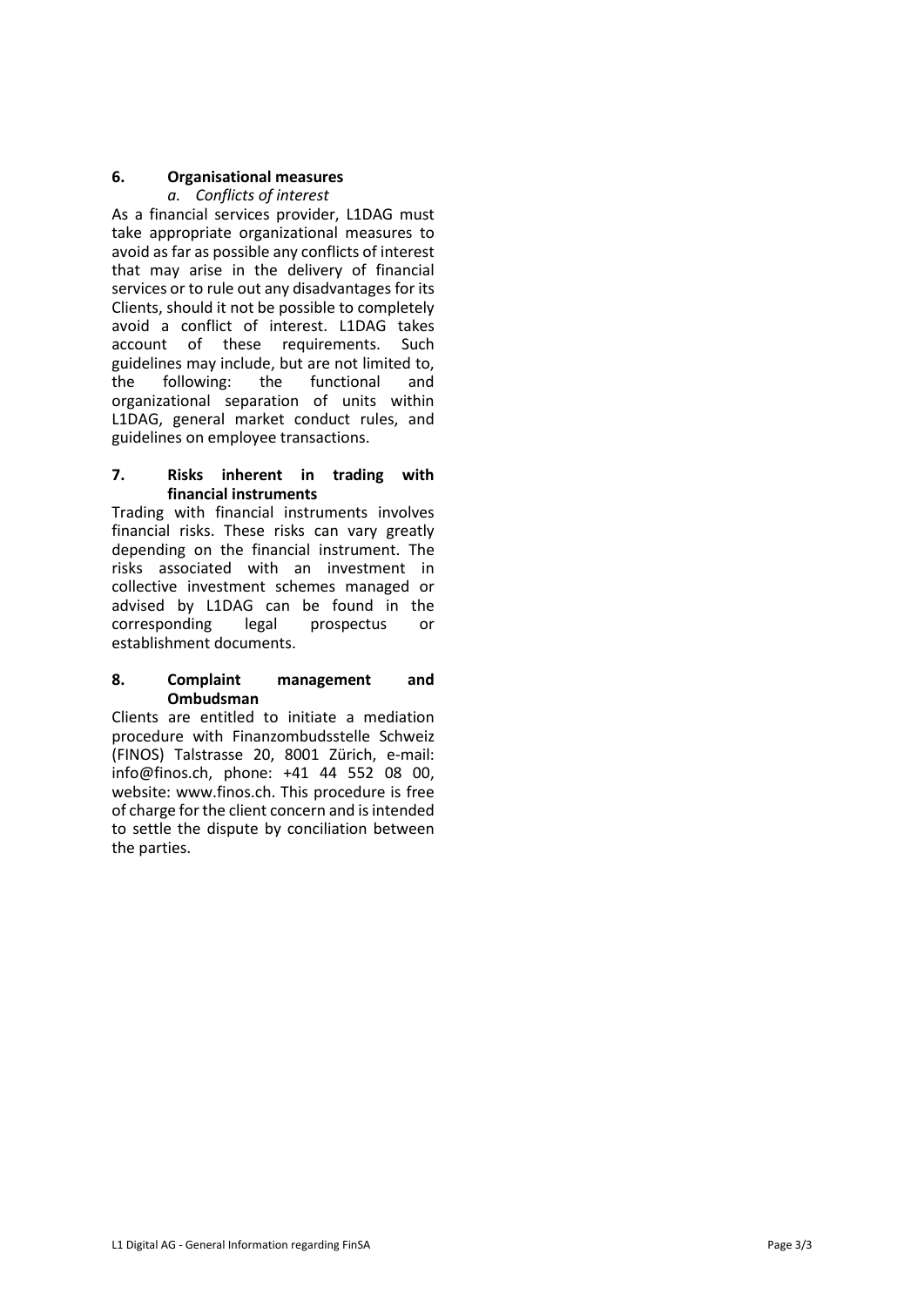## 6. Organisational measures

### *a. Conflicts of interest*

As a financial services provider, L1DAG must take appropriate organizational measures to avoid as far as possible any conflicts of interest that may arise in the delivery of financial services or to rule out any disadvantages for its Clients, should it not be possible to completely avoid a conflict of interest. L1DAG takes account of these requirements. Such guidelines may include, but are not limited to, the following: the functional and organizational separation of units within L1DAG, general market conduct rules, and guidelines on employee transactions.

## 7. Risks inherent in trading with financial instruments

Trading with financial instruments involves financial risks. These risks can vary greatly depending on the financial instrument. The risks associated with an investment in collective investment schemes managed or advised by L1DAG can be found in the corresponding legal prospectus or establishment documents.

## 8. Complaint management and Ombudsman

Clients are entitled to initiate a mediation procedure with Finanzombudsstelle Schweiz (FINOS) Talstrasse 20, 8001 Zürich, e-mail: info@finos.ch, phone: +41 44 552 08 00, website: www.finos.ch. This procedure is free of charge for the client concern and is intended to settle the dispute by conciliation between the parties.